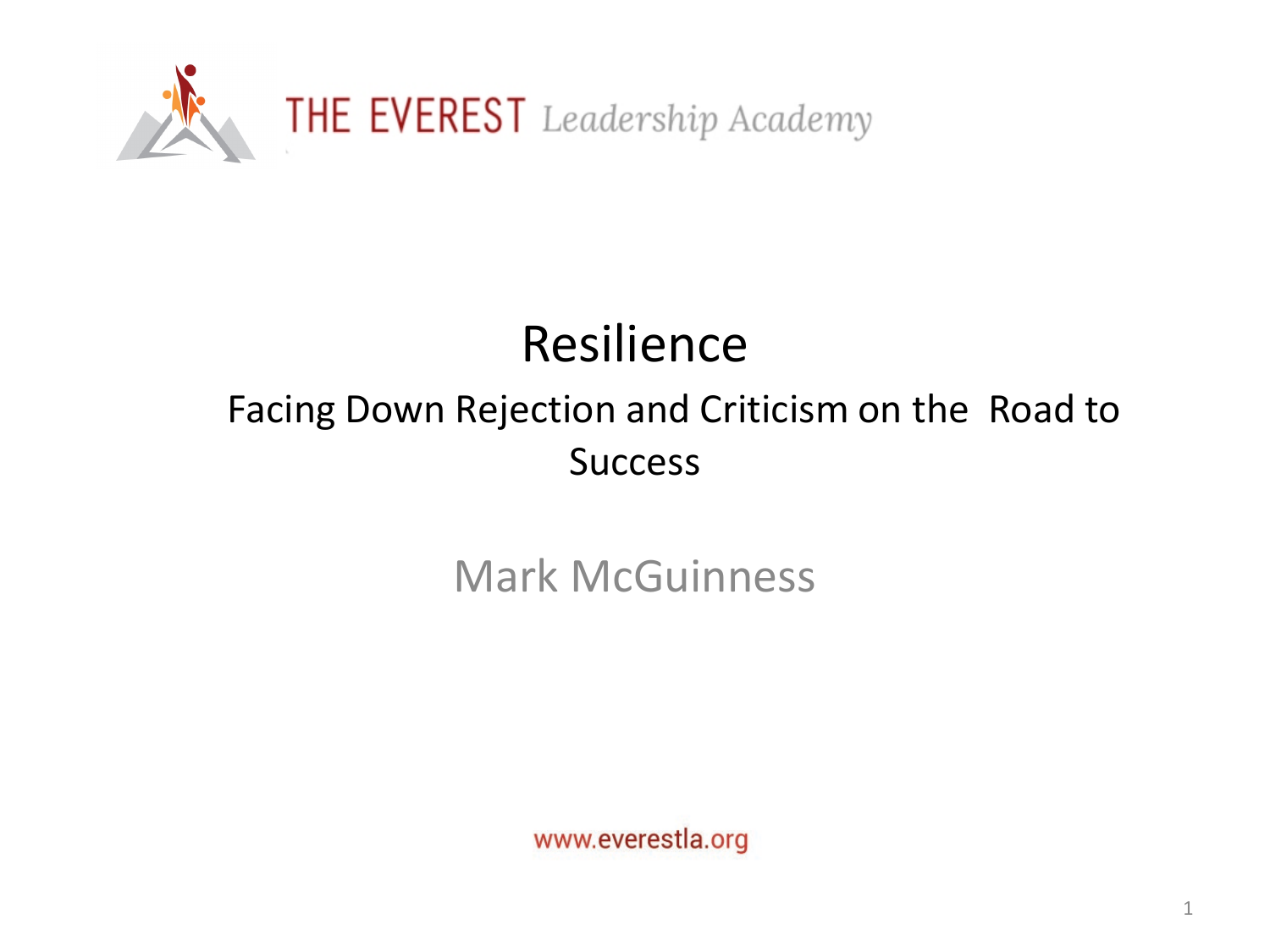THE EVEREST *Leadership Academy*

# Resilience

## Facing Down Rejection and Criticism on the Road to Success

Mark McGuinness

www.everestla.org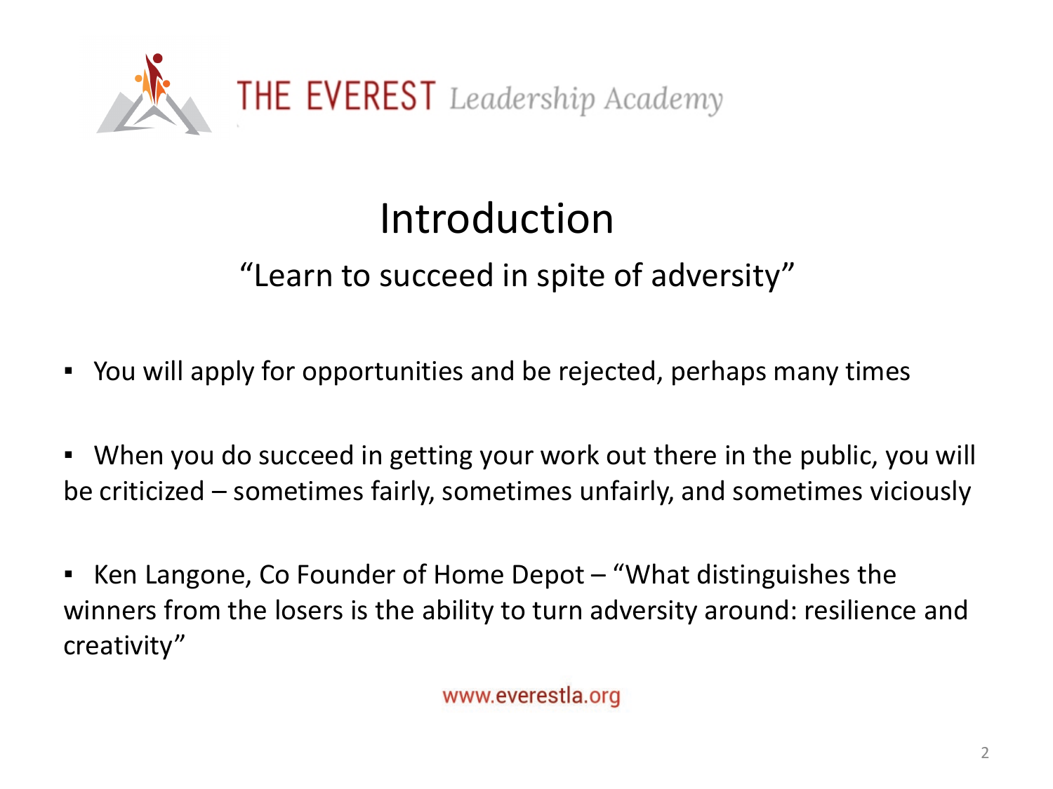# Introduction

## "Learn to succeed in spite of adversity"

- You will apply for opportunities and be rejected, perhaps many times

- When you do succeed in getting your work out there in the public, you will be criticized – sometimes fairly, sometimes unfairly, and sometimes viciously

- Ken Langone, Co Founder of Home Depot – "What distinguishes the winners from the losers is the ability to turn adversity around: resilience and creativity"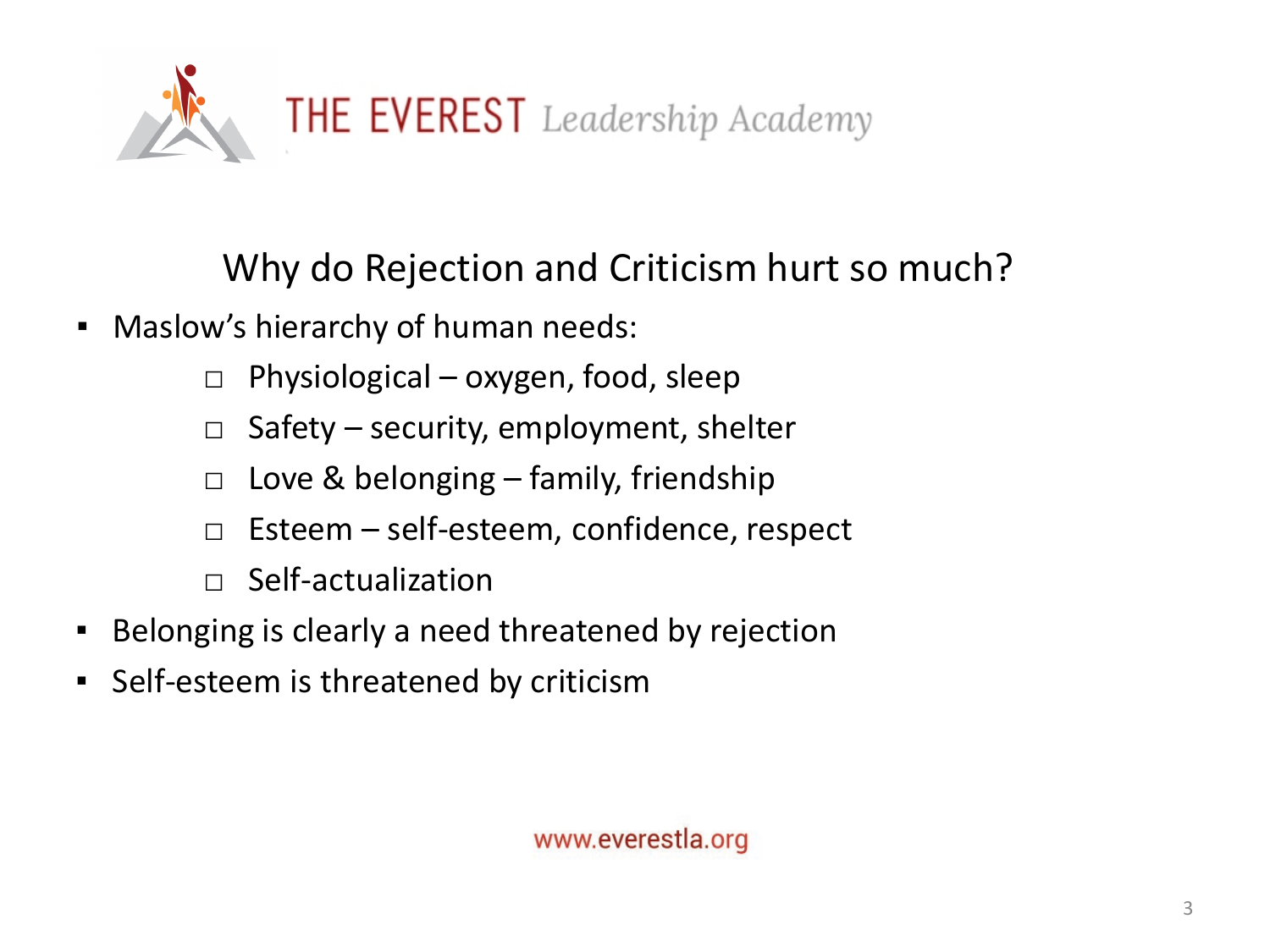## Why do Rejection and Criticism hurt so much?

- Maslow's hierarchy of human needs:
  - Physiological – oxygen, food, sleep
  - Safety – security, employment, shelter
  - Love & belonging – family, friendship
  - Esteem – self-esteem, confidence, respect
  - Self-actualization
- Belonging is clearly a need threatened by rejection
- Self-esteem is threatened by criticism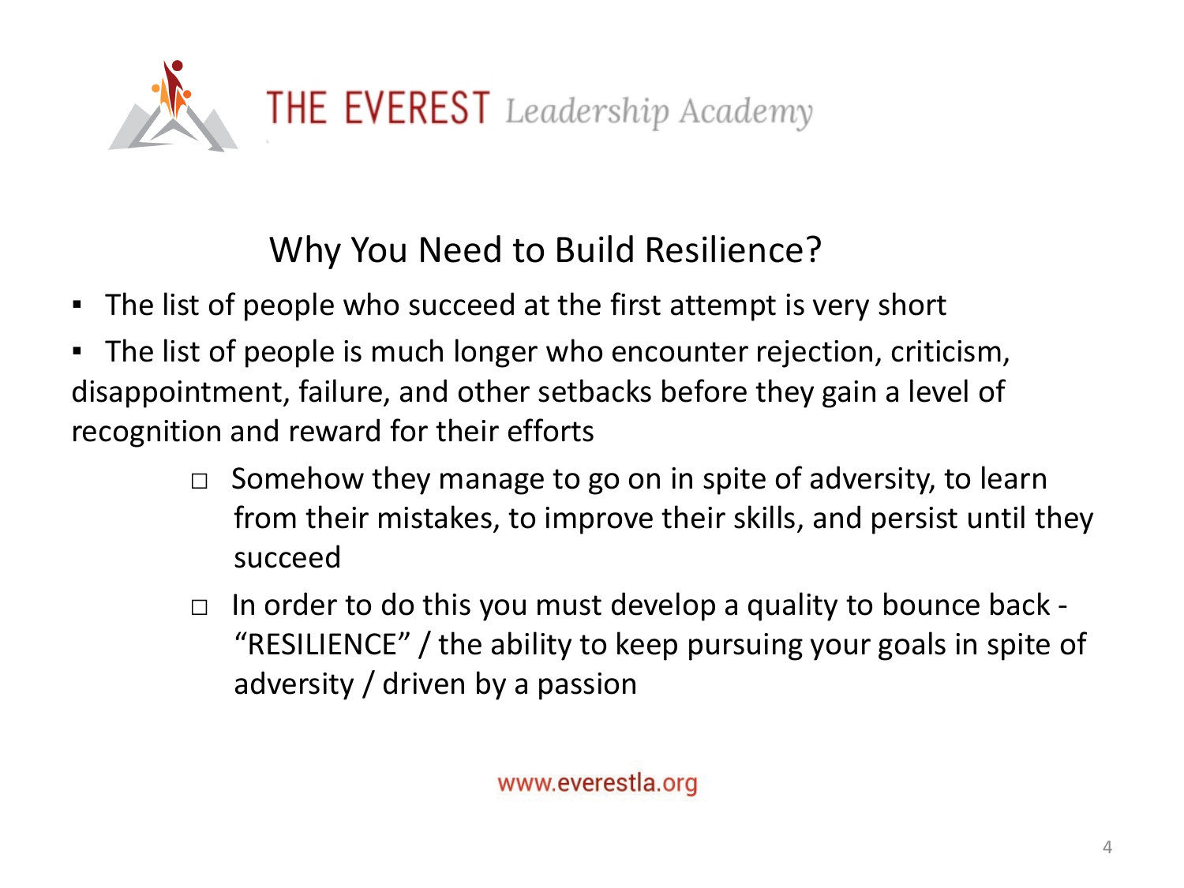THE EVEREST *Leadership Academy*

## Why You Need to Build Resilience?

- The list of people who succeed at the first attempt is very short
- The list of people is much longer who encounter rejection, criticism, disappointment, failure, and other setbacks before they gain a level of recognition and reward for their efforts
  - Somehow they manage to go on in spite of adversity, to learn from their mistakes, to improve their skills, and persist until they succeed
  - In order to do this you must develop a quality to bounce back - "RESILIENCE" / the ability to keep pursuing your goals in spite of adversity / driven by a passion

www.everestla.org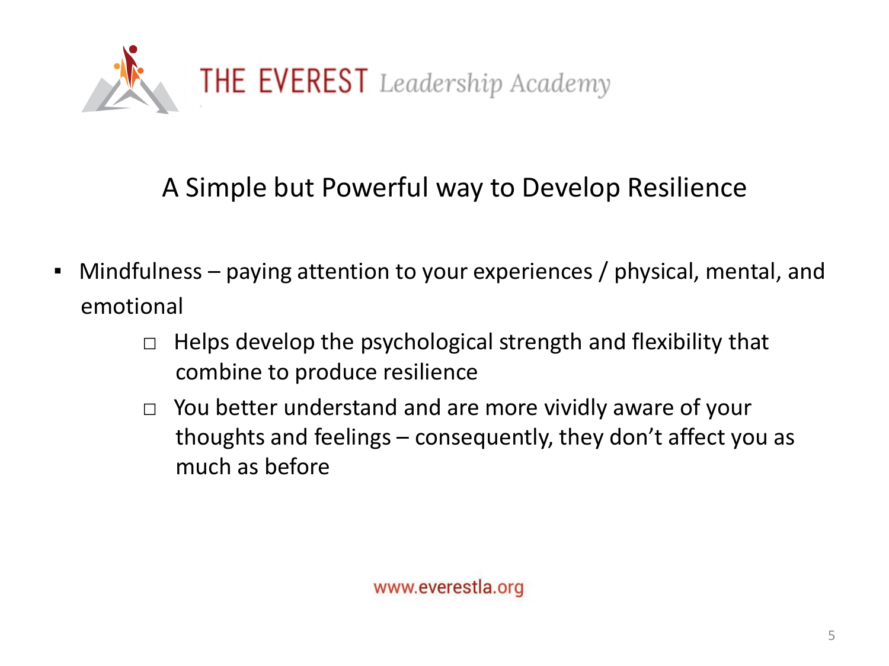## A Simple but Powerful way to Develop Resilience

- Mindfulness – paying attention to your experiences / physical, mental, and emotional
  - Helps develop the psychological strength and flexibility that combine to produce resilience
  - You better understand and are more vividly aware of your thoughts and feelings – consequently, they don't affect you as much as before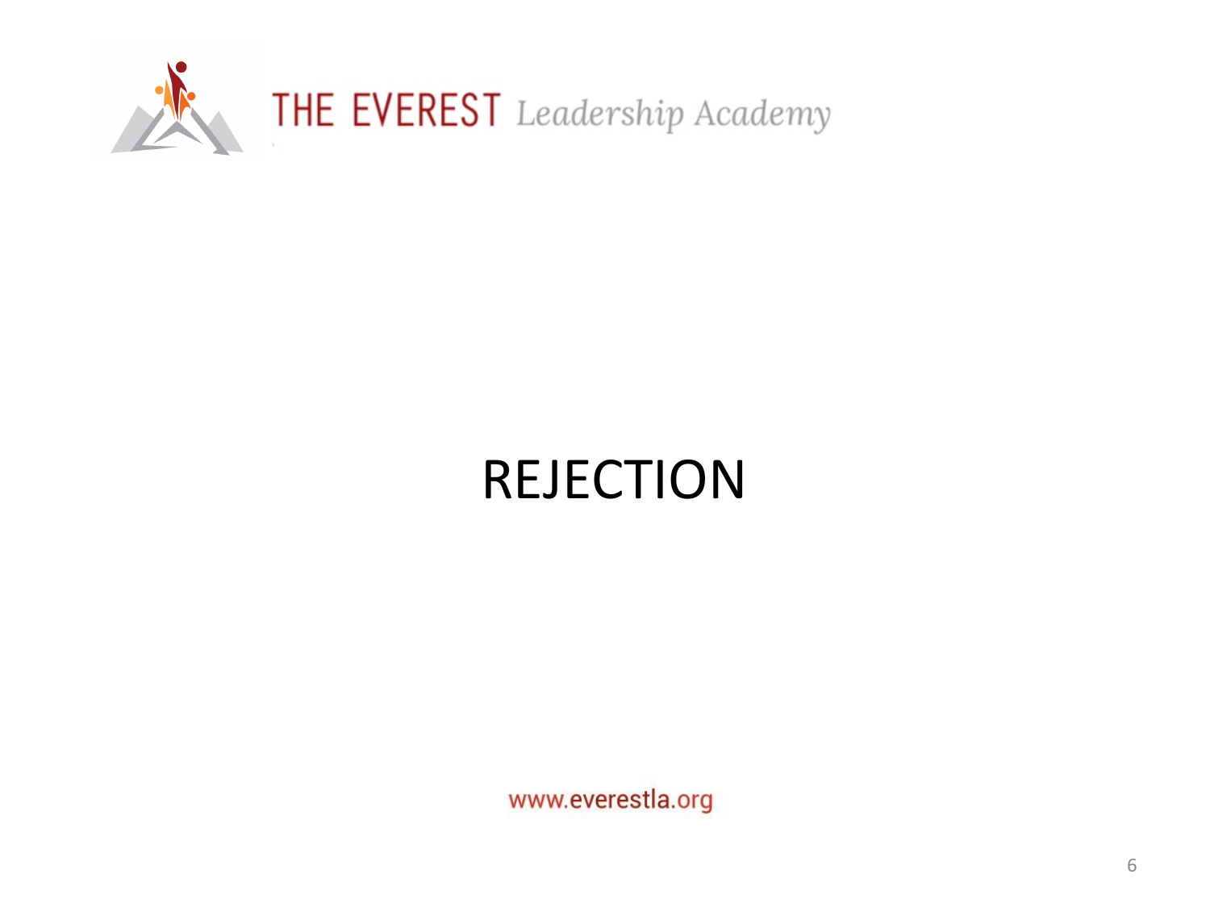# REJECTION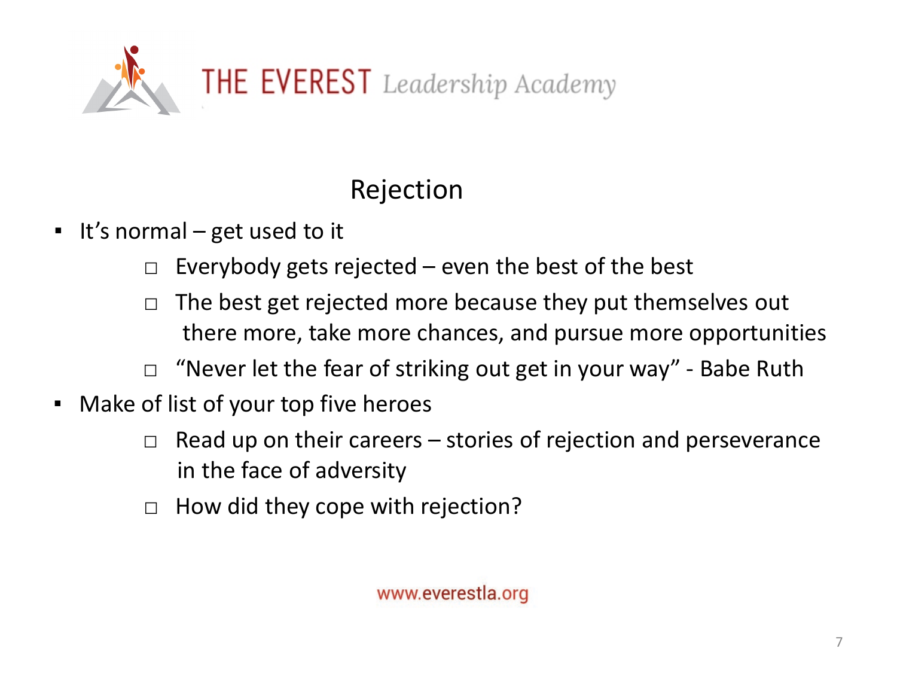# Rejection

- It's normal – get used to it
  - Everybody gets rejected – even the best of the best
  - The best get rejected more because they put themselves out there more, take more chances, and pursue more opportunities
  - "Never let the fear of striking out get in your way" - Babe Ruth
- Make of list of your top five heroes
  - Read up on their careers – stories of rejection and perseverance in the face of adversity
  - How did they cope with rejection?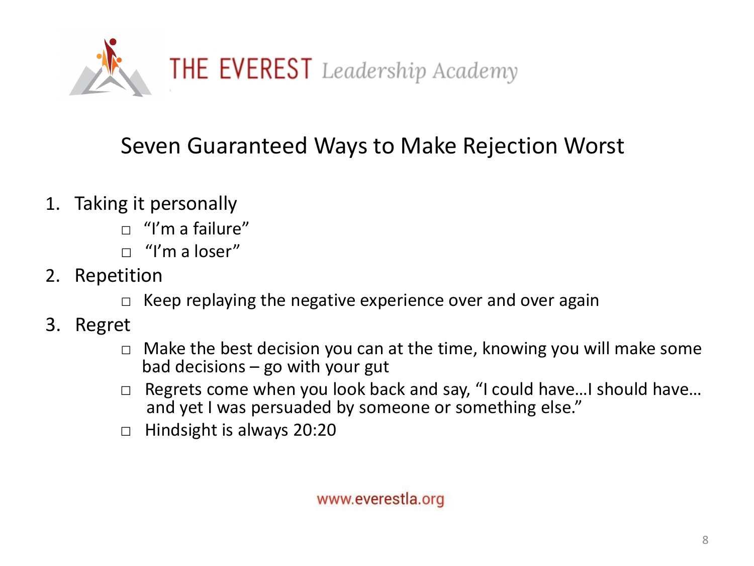THE EVEREST *Leadership Academy*

## Seven Guaranteed Ways to Make Rejection Worst

1. Taking it personally
   - “I’m a failure”
   - “I’m a loser”
2. Repetition
   - Keep replaying the negative experience over and over again
3. Regret
   - Make the best decision you can at the time, knowing you will make some bad decisions – go with your gut
   - Regrets come when you look back and say, “I could have…I should have… and yet I was persuaded by someone or something else.”
   - Hindsight is always 20:20

www.everestla.org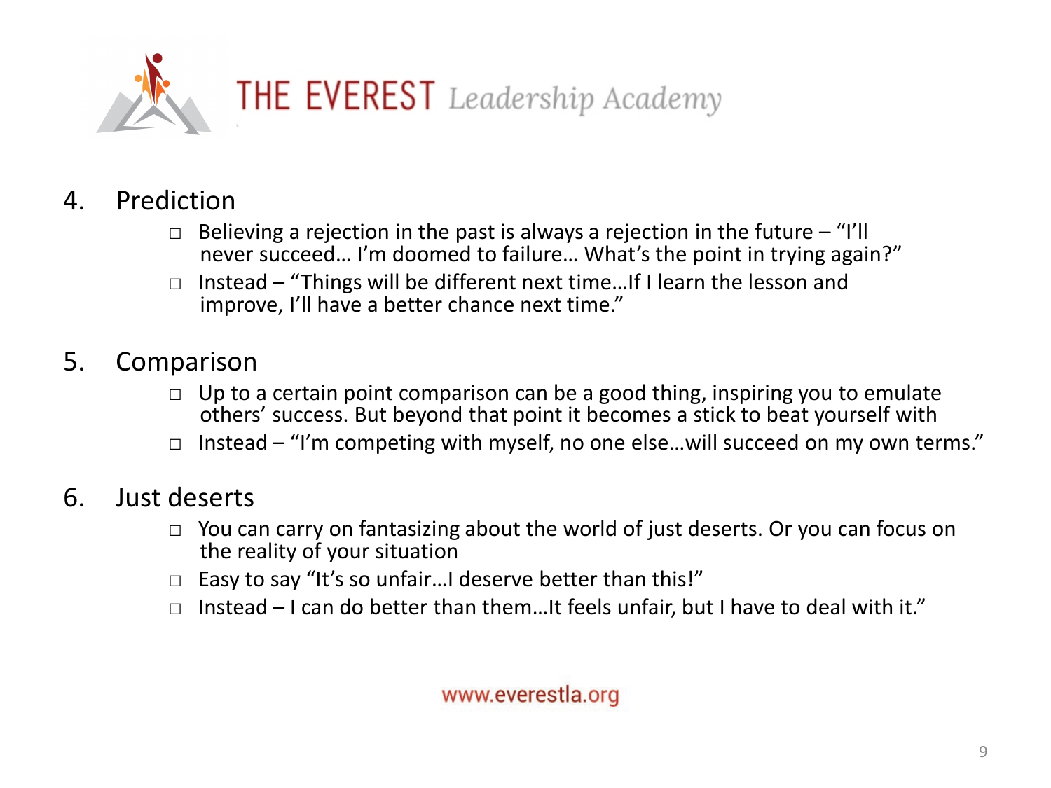4. Prediction
   - Believing a rejection in the past is always a rejection in the future – "I'll never succeed… I'm doomed to failure… What's the point in trying again?"
   - Instead – "Things will be different next time…If I learn the lesson and improve, I'll have a better chance next time."

5. Comparison
   - Up to a certain point comparison can be a good thing, inspiring you to emulate others' success. But beyond that point it becomes a stick to beat yourself with
   - Instead – "I'm competing with myself, no one else…will succeed on my own terms."

6. Just deserts
   - You can carry on fantasizing about the world of just deserts. Or you can focus on the reality of your situation
   - Easy to say "It's so unfair…I deserve better than this!"
   - Instead – I can do better than them…It feels unfair, but I have to deal with it."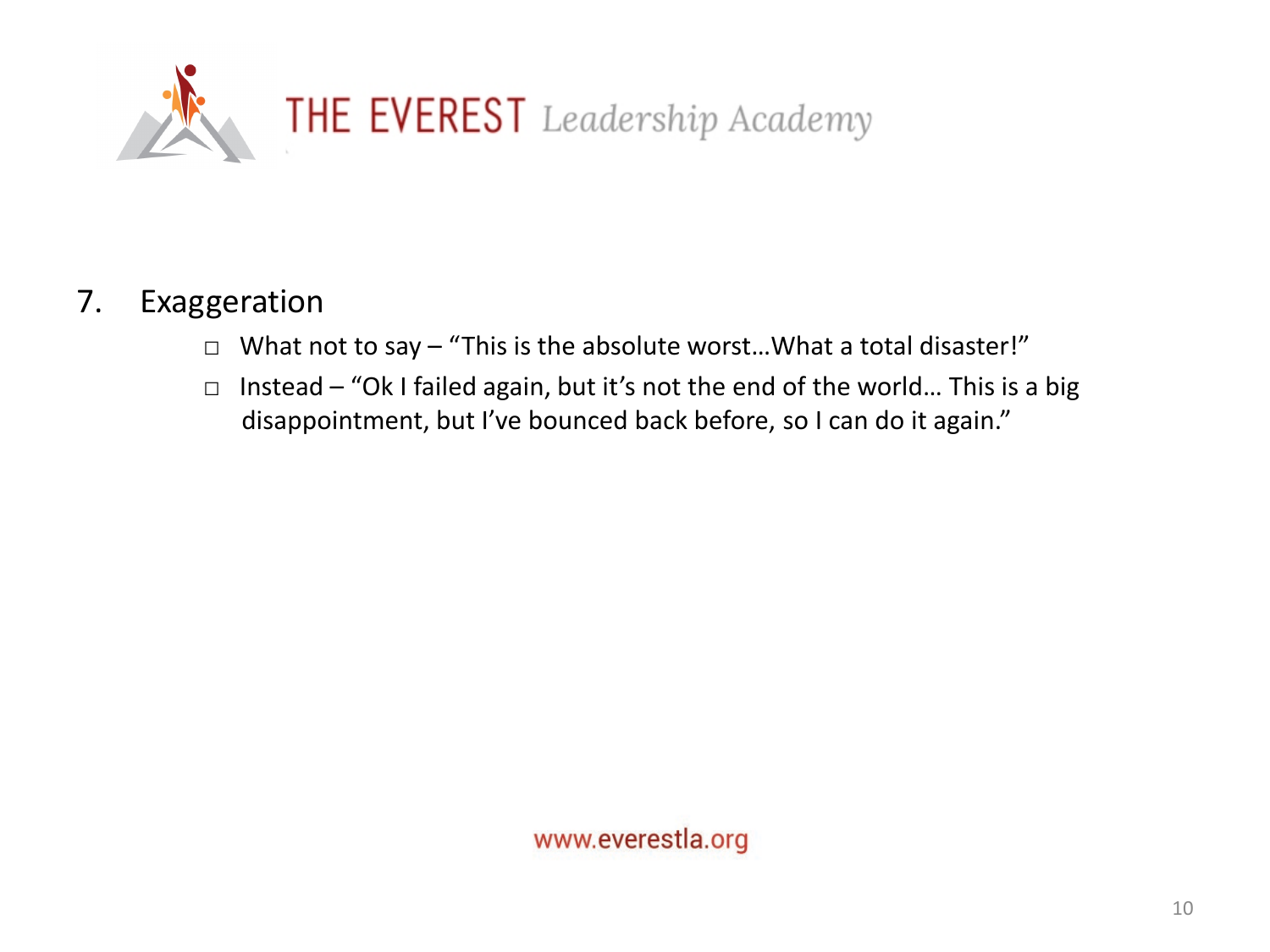7. Exaggeration
   - What not to say – “This is the absolute worst…What a total disaster!”
   - Instead – “Ok I failed again, but it’s not the end of the world… This is a big disappointment, but I’ve bounced back before, so I can do it again.”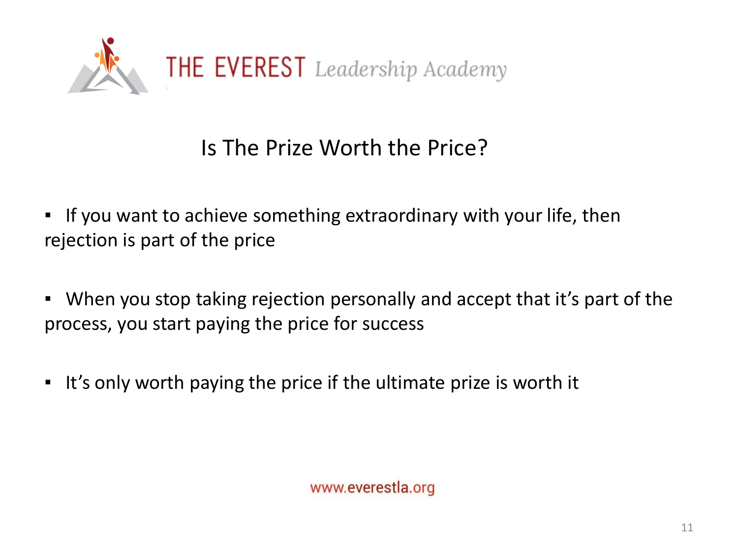THE EVEREST Leadership Academy

# Is The Prize Worth the Price?

- If you want to achieve something extraordinary with your life, then rejection is part of the price
- When you stop taking rejection personally and accept that it's part of the process, you start paying the price for success
- It's only worth paying the price if the ultimate prize is worth it

www.everestla.org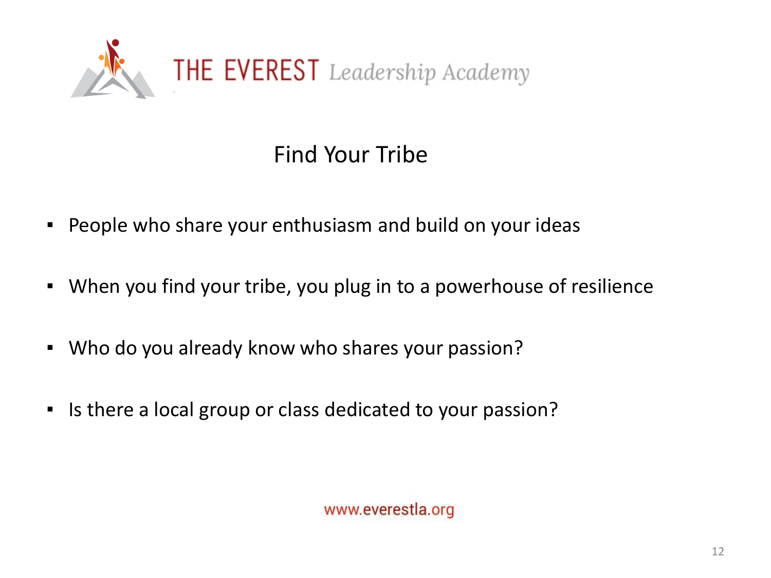# Find Your Tribe

- People who share your enthusiasm and build on your ideas
- When you find your tribe, you plug in to a powerhouse of resilience
- Who do you already know who shares your passion?
- Is there a local group or class dedicated to your passion?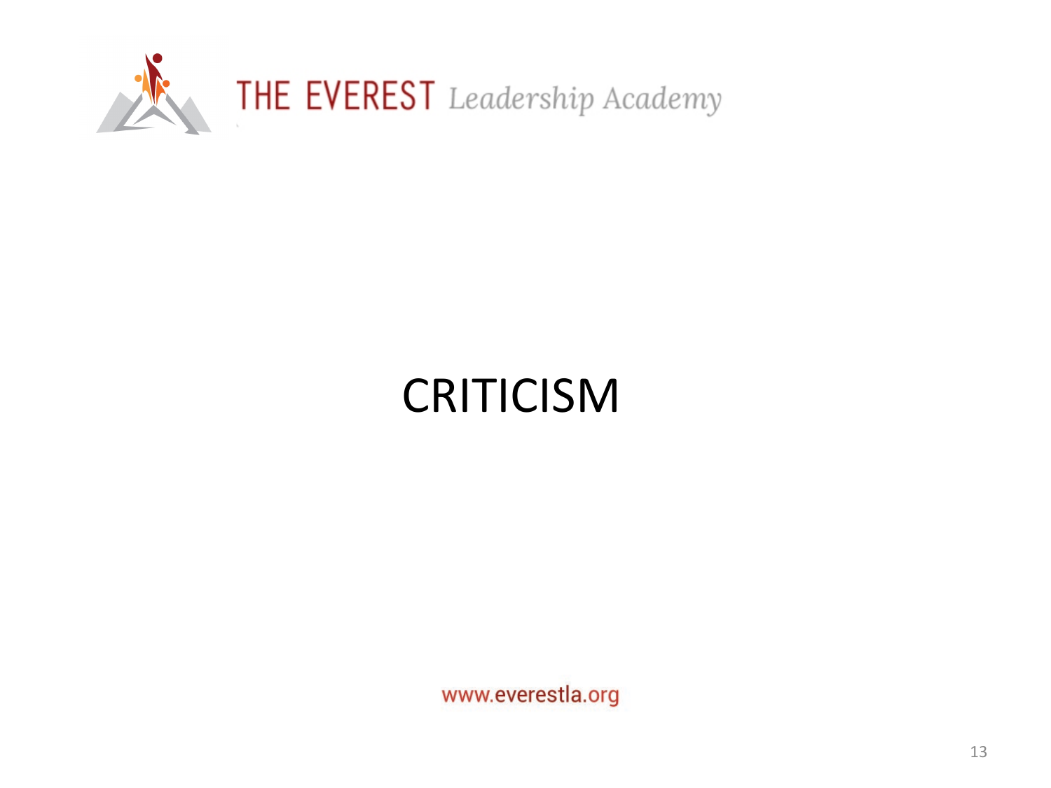# CRITICISM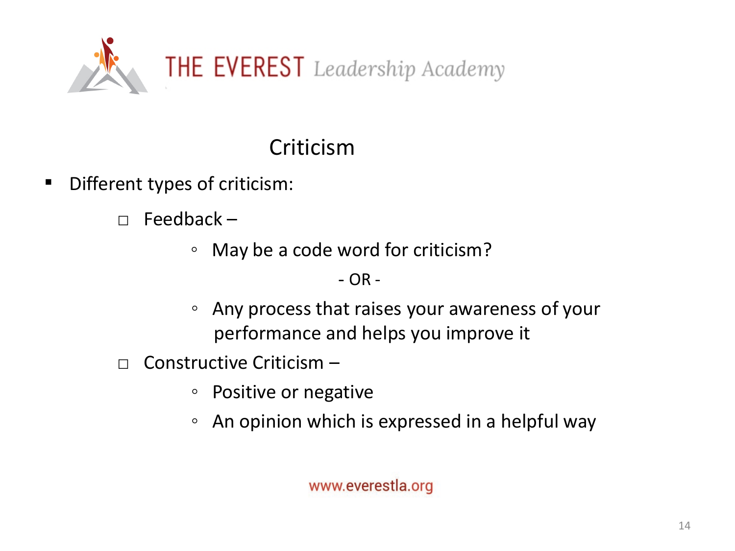## Criticism

- Different types of criticism:
  - Feedback –
    - May be a code word for criticism?

      - OR -

    - Any process that raises your awareness of your performance and helps you improve it
  - Constructive Criticism –
    - Positive or negative
    - An opinion which is expressed in a helpful way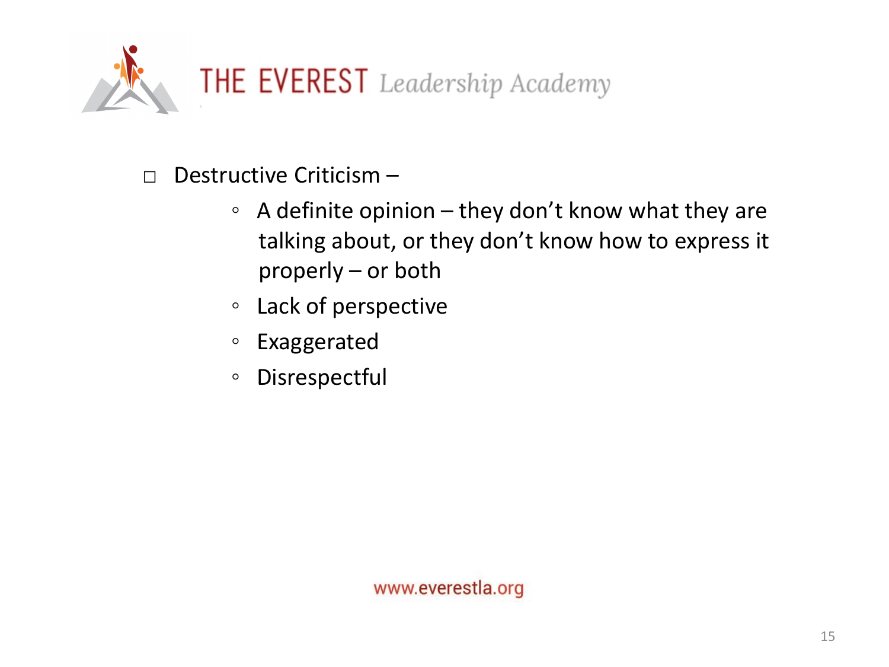- Destructive Criticism –
  - A definite opinion – they don't know what they are talking about, or they don't know how to express it properly – or both
  - Lack of perspective
  - Exaggerated
  - Disrespectful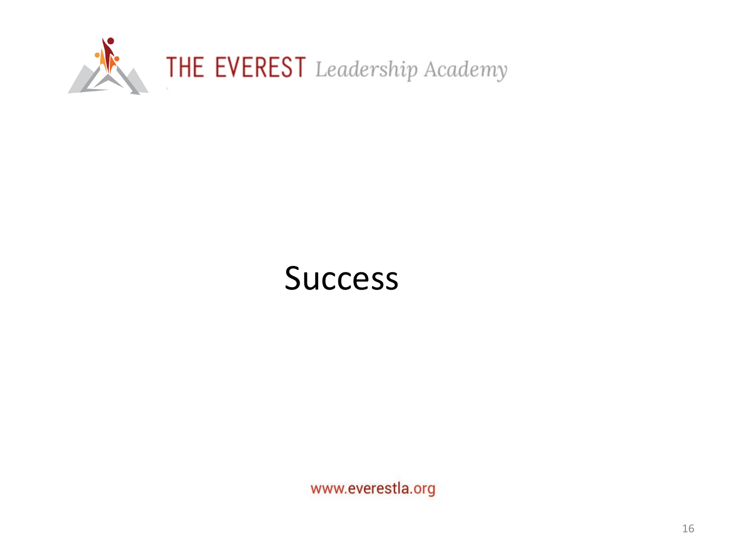THE EVEREST *Leadership Academy*

# Success

www.everestla.org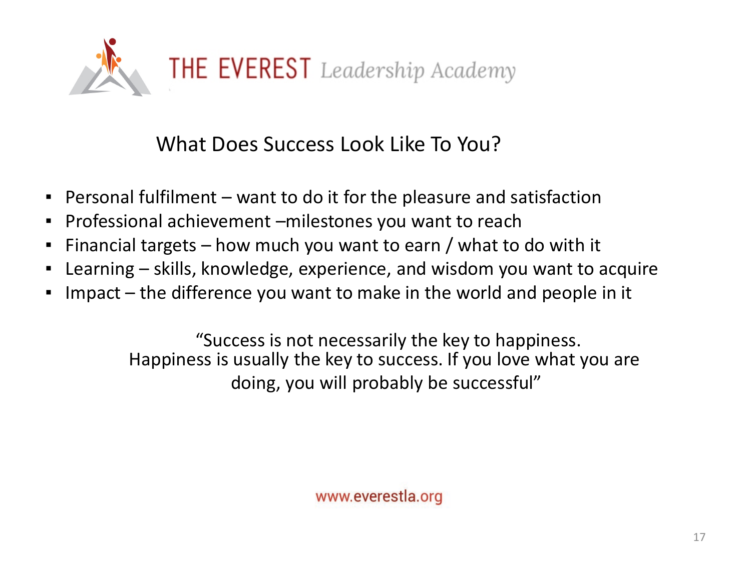THE EVEREST *Leadership Academy*

## What Does Success Look Like To You?

- Personal fulfilment – want to do it for the pleasure and satisfaction
- Professional achievement –milestones you want to reach
- Financial targets – how much you want to earn / what to do with it
- Learning – skills, knowledge, experience, and wisdom you want to acquire
- Impact – the difference you want to make in the world and people in it

"Success is not necessarily the key to happiness. Happiness is usually the key to success. If you love what you are doing, you will probably be successful"

www.everestla.org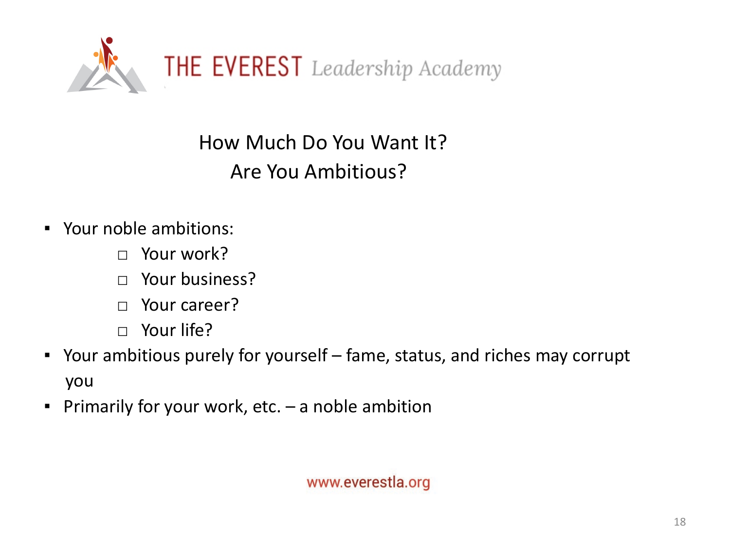THE EVEREST Leadership Academy

## How Much Do You Want It?
## Are You Ambitious?

- Your noble ambitions:
  - □ Your work?
  - □ Your business?
  - □ Your career?
  - □ Your life?
- Your ambitious purely for yourself – fame, status, and riches may corrupt you
- Primarily for your work, etc. – a noble ambition

www.everestla.org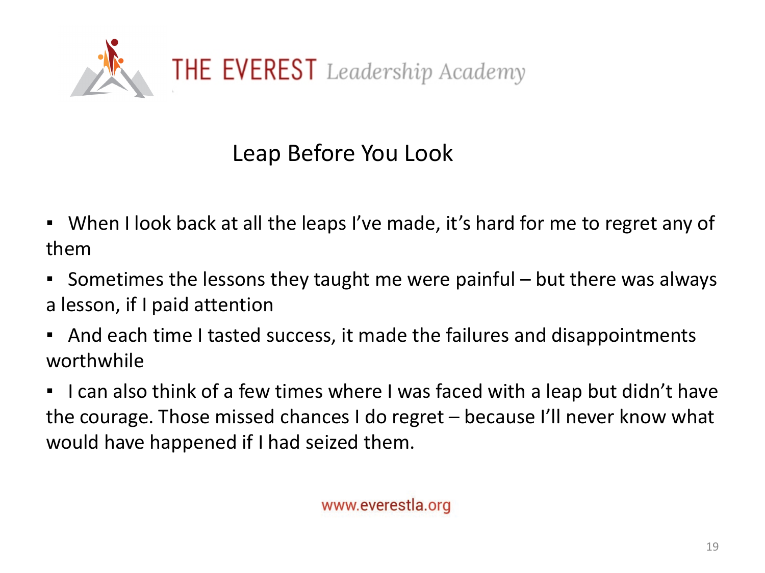THE EVEREST *Leadership Academy*

## Leap Before You Look

- When I look back at all the leaps I've made, it's hard for me to regret any of them
- Sometimes the lessons they taught me were painful – but there was always a lesson, if I paid attention
- And each time I tasted success, it made the failures and disappointments worthwhile
- I can also think of a few times where I was faced with a leap but didn't have the courage. Those missed chances I do regret – because I'll never know what would have happened if I had seized them.

www.everestla.org